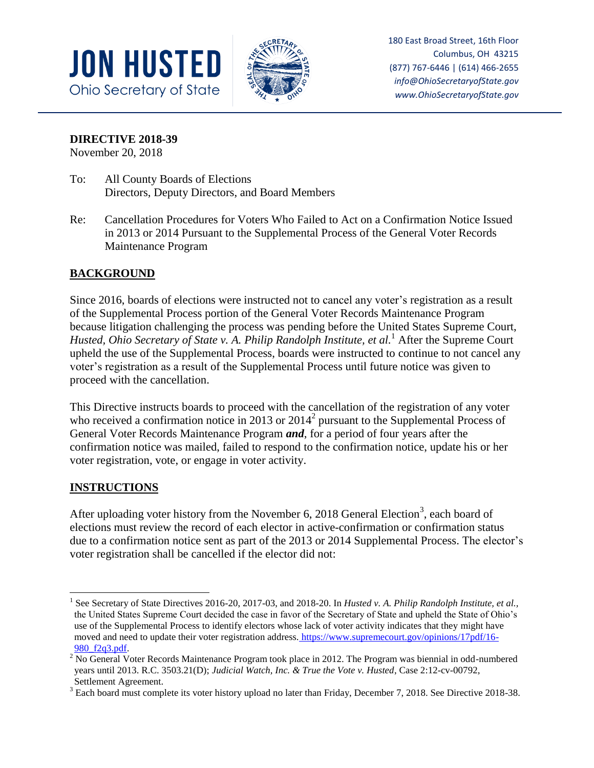**JON HUSTED**
Ohio Secretary of State

180 East Broad Street, 16th Floor
Columbus, OH 43215
(877) 767-6446 | (614) 466-2655
*info@OhioSecretaryofState.gov*
*www.OhioSecretaryofState.gov*

**DIRECTIVE 2018-39**
November 20, 2018

To: All County Boards of Elections
Directors, Deputy Directors, and Board Members

Re: Cancellation Procedures for Voters Who Failed to Act on a Confirmation Notice Issued in 2013 or 2014 Pursuant to the Supplemental Process of the General Voter Records Maintenance Program

## BACKGROUND

Since 2016, boards of elections were instructed not to cancel any voter's registration as a result of the Supplemental Process portion of the General Voter Records Maintenance Program because litigation challenging the process was pending before the United States Supreme Court, *Husted, Ohio Secretary of State v. A. Philip Randolph Institute, et al.*[1] After the Supreme Court upheld the use of the Supplemental Process, boards were instructed to continue to not cancel any voter's registration as a result of the Supplemental Process until future notice was given to proceed with the cancellation.

This Directive instructs boards to proceed with the cancellation of the registration of any voter who received a confirmation notice in 2013 or 2014[2] pursuant to the Supplemental Process of General Voter Records Maintenance Program ***and***, for a period of four years after the confirmation notice was mailed, failed to respond to the confirmation notice, update his or her voter registration, vote, or engage in voter activity.

## INSTRUCTIONS

After uploading voter history from the November 6, 2018 General Election[3], each board of elections must review the record of each elector in active-confirmation or confirmation status due to a confirmation notice sent as part of the 2013 or 2014 Supplemental Process. The elector's voter registration shall be cancelled if the elector did not:

---

[1] See Secretary of State Directives 2016-20, 2017-03, and 2018-20. In *Husted v. A. Philip Randolph Institute, et al.,* the United States Supreme Court decided the case in favor of the Secretary of State and upheld the State of Ohio's use of the Supplemental Process to identify electors whose lack of voter activity indicates that they might have moved and need to update their voter registration address. https://www.supremecourt.gov/opinions/17pdf/16-980_f2q3.pdf.

[2] No General Voter Records Maintenance Program took place in 2012. The Program was biennial in odd-numbered years until 2013. R.C. 3503.21(D); *Judicial Watch, Inc. & True the Vote v. Husted*, Case 2:12-cv-00792, Settlement Agreement.

[3] Each board must complete its voter history upload no later than Friday, December 7, 2018. See Directive 2018-38.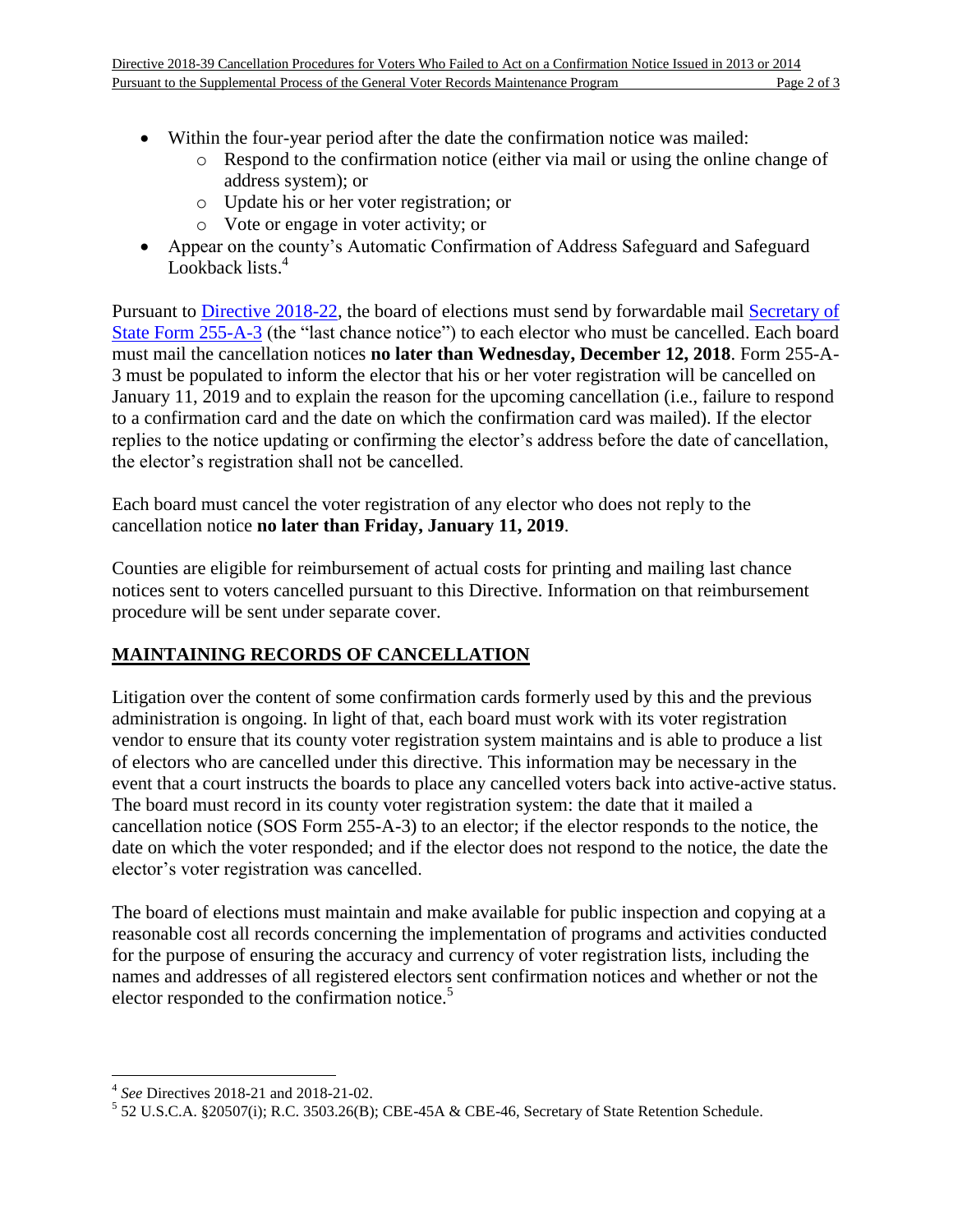- Within the four-year period after the date the confirmation notice was mailed:
  - Respond to the confirmation notice (either via mail or using the online change of address system); or
  - Update his or her voter registration; or
  - Vote or engage in voter activity; or
- Appear on the county's Automatic Confirmation of Address Safeguard and Safeguard Lookback lists.[4]

Pursuant to Directive 2018-22, the board of elections must send by forwardable mail Secretary of State Form 255-A-3 (the "last chance notice") to each elector who must be cancelled. Each board must mail the cancellation notices **no later than Wednesday, December 12, 2018**. Form 255-A-3 must be populated to inform the elector that his or her voter registration will be cancelled on January 11, 2019 and to explain the reason for the upcoming cancellation (i.e., failure to respond to a confirmation card and the date on which the confirmation card was mailed). If the elector replies to the notice updating or confirming the elector's address before the date of cancellation, the elector's registration shall not be cancelled.

Each board must cancel the voter registration of any elector who does not reply to the cancellation notice **no later than Friday, January 11, 2019**.

Counties are eligible for reimbursement of actual costs for printing and mailing last chance notices sent to voters cancelled pursuant to this Directive. Information on that reimbursement procedure will be sent under separate cover.

## MAINTAINING RECORDS OF CANCELLATION

Litigation over the content of some confirmation cards formerly used by this and the previous administration is ongoing. In light of that, each board must work with its voter registration vendor to ensure that its county voter registration system maintains and is able to produce a list of electors who are cancelled under this directive. This information may be necessary in the event that a court instructs the boards to place any cancelled voters back into active-active status. The board must record in its county voter registration system: the date that it mailed a cancellation notice (SOS Form 255-A-3) to an elector; if the elector responds to the notice, the date on which the voter responded; and if the elector does not respond to the notice, the date the elector's voter registration was cancelled.

The board of elections must maintain and make available for public inspection and copying at a reasonable cost all records concerning the implementation of programs and activities conducted for the purpose of ensuring the accuracy and currency of voter registration lists, including the names and addresses of all registered electors sent confirmation notices and whether or not the elector responded to the confirmation notice.[5]

---

[4] *See* Directives 2018-21 and 2018-21-02.

[5] 52 U.S.C.A. §20507(i); R.C. 3503.26(B); CBE-45A & CBE-46, Secretary of State Retention Schedule.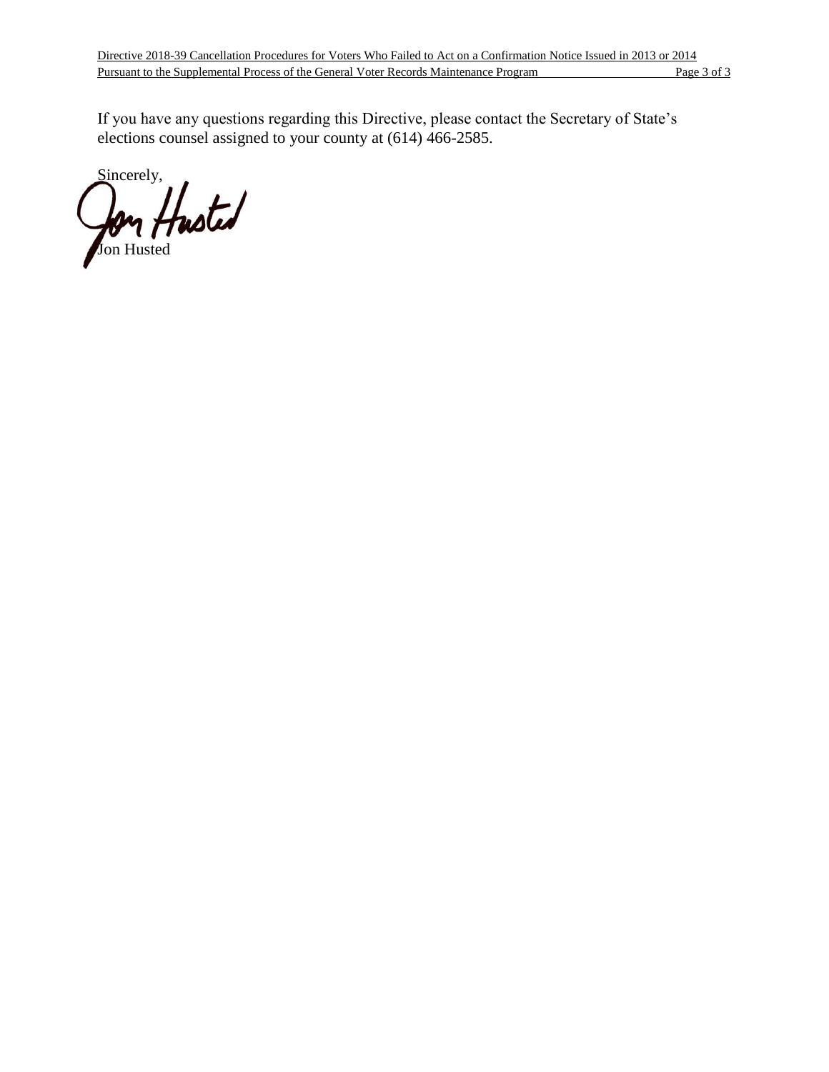If you have any questions regarding this Directive, please contact the Secretary of State's elections counsel assigned to your county at (614) 466-2585.

Sincerely,

Jon Husted